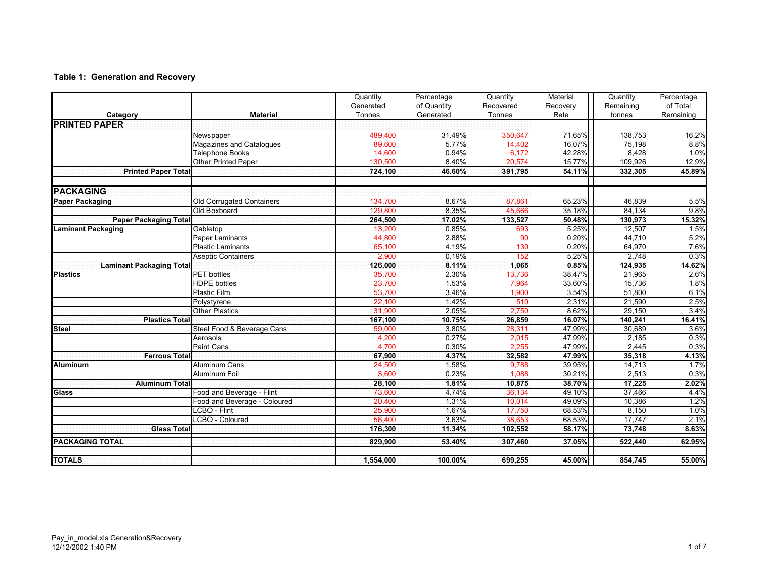**Table 1: Generation and Recovery**

| Category | Material | Quantity Generated Tonnes | Percentage of Quantity Generated | Quantity Recovered Tonnes | Material Recovery Rate | Quantity Remaining tonnes | Percentage of Total Remaining |
|---|---|---|---|---|---|---|---|
| **PRINTED PAPER** | | | | | | | |
| | Newspaper | 489,400 | 31.49% | 350,647 | 71.65% | 138,753 | 16.2% |
| | Magazines and Catalogues | 89,600 | 5.77% | 14,402 | 16.07% | 75,198 | 8.8% |
| | Telephone Books | 14,600 | 0.94% | 6,172 | 42.28% | 8,428 | 1.0% |
| | Other Printed Paper | 130,500 | 8.40% | 20,574 | 15.77% | 109,926 | 12.9% |
| **Printed Paper Total** | | **724,100** | **46.60%** | **391,795** | **54.11%** | **332,305** | **45.89%** |
| | | | | | | | |
| **PACKAGING** | | | | | | | |
| **Paper Packaging** | Old Corrugated Containers | 134,700 | 8.67% | 87,861 | 65.23% | 46,839 | 5.5% |
| | Old Boxboard | 129,800 | 8.35% | 45,666 | 35.18% | 84,134 | 9.8% |
| **Paper Packaging Total** | | **264,500** | **17.02%** | **133,527** | **50.48%** | **130,973** | **15.32%** |
| **Laminant Packaging** | Gabletop | 13,200 | 0.85% | 693 | 5.25% | 12,507 | 1.5% |
| | Paper Laminants | 44,800 | 2.88% | 90 | 0.20% | 44,710 | 5.2% |
| | Plastic Laminants | 65,100 | 4.19% | 130 | 0.20% | 64,970 | 7.6% |
| | Aseptic Containers | 2,900 | 0.19% | 152 | 5.25% | 2,748 | 0.3% |
| **Laminant Packaging Total** | | **126,000** | **8.11%** | **1,065** | **0.85%** | **124,935** | **14.62%** |
| **Plastics** | PET bottles | 35,700 | 2.30% | 13,736 | 38.47% | 21,965 | 2.6% |
| | HDPE bottles | 23,700 | 1.53% | 7,964 | 33.60% | 15,736 | 1.8% |
| | Plastic Film | 53,700 | 3.46% | 1,900 | 3.54% | 51,800 | 6.1% |
| | Polystyrene | 22,100 | 1.42% | 510 | 2.31% | 21,590 | 2.5% |
| | Other Plastics | 31,900 | 2.05% | 2,750 | 8.62% | 29,150 | 3.4% |
| **Plastics Total** | | **167,100** | **10.75%** | **26,859** | **16.07%** | **140,241** | **16.41%** |
| **Steel** | Steel Food & Beverage Cans | 59,000 | 3.80% | 28,311 | 47.99% | 30,689 | 3.6% |
| | Aerosols | 4,200 | 0.27% | 2,015 | 47.99% | 2,185 | 0.3% |
| | Paint Cans | 4,700 | 0.30% | 2,255 | 47.99% | 2,445 | 0.3% |
| **Ferrous Total** | | **67,900** | **4.37%** | **32,582** | **47.99%** | **35,318** | **4.13%** |
| **Aluminum** | Aluminum Cans | 24,500 | 1.58% | 9,788 | 39.95% | 14,713 | 1.7% |
| | Aluminum Foil | 3,600 | 0.23% | 1,088 | 30.21% | 2,513 | 0.3% |
| **Aluminum Total** | | **28,100** | **1.81%** | **10,875** | **38.70%** | **17,225** | **2.02%** |
| **Glass** | Food and Beverage - Flint | 73,600 | 4.74% | 36,134 | 49.10% | 37,466 | 4.4% |
| | Food and Beverage - Coloured | 20,400 | 1.31% | 10,014 | 49.09% | 10,386 | 1.2% |
| | LCBO - Flint | 25,900 | 1.67% | 17,750 | 68.53% | 8,150 | 1.0% |
| | LCBO - Coloured | 56,400 | 3.63% | 38,653 | 68.53% | 17,747 | 2.1% |
| **Glass Total** | | **176,300** | **11.34%** | **102,552** | **58.17%** | **73,748** | **8.63%** |
| **PACKAGING TOTAL** | | **829,900** | **53.40%** | **307,460** | **37.05%** | **522,440** | **62.95%** |
| | | | | | | | |
| **TOTALS** | | **1,554,000** | **100.00%** | **699,255** | **45.00%** | **854,745** | **55.00%** |

Pay_in_model.xls Generation&Recovery
12/12/2002 1:40 PM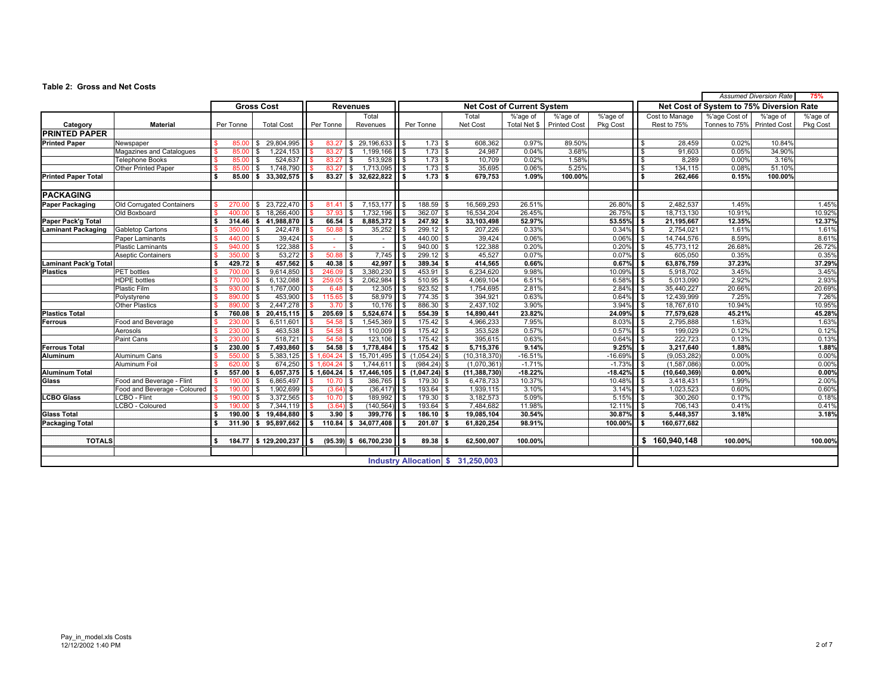**Table 2: Gross and Net Costs**

| | | Gross Cost | | Revenues | | Net Cost of Current System | | | | | | Net Cost of System to 75% Diversion Rate | | | |
|---|---|---|---|---|---|---|---|---|---|---|---|---|---|---|---|
| | | | | | | | | | | | | *Assumed Diversion Rate* 75% | | | |
| Category | Material | Per Tonne | Total Cost | Per Tonne | Total Revenues | Per Tonne | Total Net Cost | %'age of Total Net $ | %'age of Printed Cost | %'age of Pkg Cost | | Cost to Manage Rest to 75% | %'age Cost of Tonnes to 75% | %'age of Printed Cost | %'age of Pkg Cost |
| **PRINTED PAPER** | | | | | | | | | | | | | | | |
| **Printed Paper** | Newspaper | $ 85.00 | $ 29,804,995 | $ 83.27 | $ 29,196,633 | $ 1.73 | $ 608,362 | 0.97% | 89.50% | | | $ 28,459 | 0.02% | 10.84% | |
| | Magazines and Catalogues | $ 85.00 | $ 1,224,153 | $ 83.27 | $ 1,199,166 | $ 1.73 | $ 24,987 | 0.04% | 3.68% | | | $ 91,603 | 0.05% | 34.90% | |
| | Telephone Books | $ 85.00 | $ 524,637 | $ 83.27 | $ 513,928 | $ 1.73 | $ 10,709 | 0.02% | 1.58% | | | $ 8,289 | 0.00% | 3.16% | |
| | Other Printed Paper | $ 85.00 | $ 1,748,790 | $ 83.27 | $ 1,713,095 | $ 1.73 | $ 35,695 | 0.06% | 5.25% | | | $ 134,115 | 0.08% | 51.10% | |
| **Printed Paper Total** | | **$ 85.00** | **$ 33,302,575** | **$ 83.27** | **$ 32,622,822** | **$ 1.73** | **$ 679,753** | **1.09%** | **100.00%** | | | **$ 262,466** | **0.15%** | **100.00%** | |
| **PACKAGING** | | | | | | | | | | | | | | | |
| **Paper Packaging** | Old Corrugated Containers | $ 270.00 | $ 23,722,470 | $ 81.41 | $ 7,153,177 | $ 188.59 | $ 16,569,293 | 26.51% | | 26.80% | | $ 2,482,537 | 1.45% | | 1.45% |
| | Old Boxboard | $ 400.00 | $ 18,266,400 | $ 37.93 | $ 1,732,196 | $ 362.07 | $ 16,534,204 | 26.45% | | 26.75% | | $ 18,713,130 | 10.91% | | 10.92% |
| **Paper Pack'g Total** | | **$ 314.46** | **$ 41,988,870** | **$ 66.54** | **$ 8,885,372** | **$ 247.92** | **$ 33,103,498** | **52.97%** | | **53.55%** | | **$ 21,195,667** | **12.35%** | | **12.37%** |
| **Laminant Packaging** | Gabletop Cartons | $ 350.00 | $ 242,478 | $ 50.88 | $ 35,252 | $ 299.12 | $ 207,226 | 0.33% | | 0.34% | | $ 2,754,021 | 1.61% | | 1.61% |
| | Paper Laminants | $ 440.00 | $ 39,424 | $ - | $ - | $ 440.00 | $ 39,424 | 0.06% | | 0.06% | | $ 14,744,576 | 8.59% | | 8.61% |
| | Plastic Laminants | $ 940.00 | $ 122,388 | $ - | $ - | $ 940.00 | $ 122,388 | 0.20% | | 0.20% | | $ 45,773,112 | 26.68% | | 26.72% |
| | Aseptic Containers | $ 350.00 | $ 53,272 | $ 50.88 | $ 7,745 | $ 299.12 | $ 45,527 | 0.07% | | 0.07% | | $ 605,050 | 0.35% | | 0.35% |
| **Laminant Pack'g Total** | | **$ 429.72** | **$ 457,562** | **$ 40.38** | **$ 42,997** | **$ 389.34** | **$ 414,565** | **0.66%** | | **0.67%** | | **$ 63,876,759** | **37.23%** | | **37.29%** |
| **Plastics** | PET bottles | $ 700.00 | $ 9,614,850 | $ 246.09 | $ 3,380,230 | $ 453.91 | $ 6,234,620 | 9.98% | | 10.09% | | $ 5,918,702 | 3.45% | | 3.45% |
| | HDPE bottles | $ 770.00 | $ 6,132,088 | $ 259.05 | $ 2,062,984 | $ 510.95 | $ 4,069,104 | 6.51% | | 6.58% | | $ 5,013,090 | 2.92% | | 2.93% |
| | Plastic Film | $ 930.00 | $ 1,767,000 | $ 6.48 | $ 12,305 | $ 923.52 | $ 1,754,695 | 2.81% | | 2.84% | | $ 35,440,227 | 20.66% | | 20.69% |
| | Polystyrene | $ 890.00 | $ 453,900 | $ 115.65 | $ 58,979 | $ 774.35 | $ 394,921 | 0.63% | | 0.64% | | $ 12,439,999 | 7.25% | | 7.26% |
| | Other Plastics | $ 890.00 | $ 2,447,278 | $ 3.70 | $ 10,176 | $ 886.30 | $ 2,437,102 | 3.90% | | 3.94% | | $ 18,767,610 | 10.94% | | 10.95% |
| **Plastics Total** | | **$ 760.08** | **$ 20,415,115** | **$ 205.69** | **$ 5,524,674** | **$ 554.39** | **$ 14,890,441** | **23.82%** | | **24.09%** | | **$ 77,579,628** | **45.21%** | | **45.28%** |
| **Ferrous** | Food and Beverage | $ 230.00 | $ 6,511,601 | $ 54.58 | $ 1,545,369 | $ 175.42 | $ 4,966,233 | 7.95% | | 8.03% | | $ 2,795,888 | 1.63% | | 1.63% |
| | Aerosols | $ 230.00 | $ 463,538 | $ 54.58 | $ 110,009 | $ 175.42 | $ 353,528 | 0.57% | | 0.57% | | $ 199,029 | 0.12% | | 0.12% |
| | Paint Cans | $ 230.00 | $ 518,721 | $ 54.58 | $ 123,106 | $ 175.42 | $ 395,615 | 0.63% | | 0.64% | | $ 222,723 | 0.13% | | 0.13% |
| **Ferrous Total** | | **$ 230.00** | **$ 7,493,860** | **$ 54.58** | **$ 1,778,484** | **$ 175.42** | **$ 5,715,376** | **9.14%** | | **9.25%** | | **$ 3,217,640** | **1.88%** | | **1.88%** |
| **Aluminum** | Aluminum Cans | $ 550.00 | $ 5,383,125 | $ 1,604.24 | $ 15,701,495 | $ (1,054.24) | $ (10,318,370) | -16.51% | | -16.69% | | $ (9,053,282) | 0.00% | | 0.00% |
| | Aluminum Foil | $ 620.00 | $ 674,250 | $ 1,604.24 | $ 1,744,611 | $ (984.24) | $ (1,070,361) | -1.71% | | -1.73% | | $ (1,587,086) | 0.00% | | 0.00% |
| **Aluminum Total** | | **$ 557.00** | **$ 6,057,375** | **$ 1,604.24** | **$ 17,446,105** | **$ (1,047.24)** | **$ (11,388,730)** | **-18.22%** | | **-18.42%** | | **$ (10,640,369)** | **0.00%** | | **0.00%** |
| **Glass** | Food and Beverage - Flint | $ 190.00 | $ 6,865,497 | $ 10.70 | $ 386,765 | $ 179.30 | $ 6,478,733 | 10.37% | | 10.48% | | $ 3,418,431 | 1.99% | | 2.00% |
| | Food and Beverage - Coloured | $ 190.00 | $ 1,902,699 | $ (3.64) | $ (36,417) | $ 193.64 | $ 1,939,115 | 3.10% | | 3.14% | | $ 1,023,523 | 0.60% | | 0.60% |
| **LCBO Glass** | LCBO - Flint | $ 190.00 | $ 3,372,565 | $ 10.70 | $ 189,992 | $ 179.30 | $ 3,182,573 | 5.09% | | 5.15% | | $ 300,260 | 0.17% | | 0.18% |
| | LCBO - Coloured | $ 190.00 | $ 7,344,119 | $ (3.64) | $ (140,564) | $ 193.64 | $ 7,484,682 | 11.98% | | 12.11% | | $ 706,143 | 0.41% | | 0.41% |
| **Glass Total** | | **$ 190.00** | **$ 19,484,880** | **$ 3.90** | **$ 399,776** | **$ 186.10** | **$ 19,085,104** | **30.54%** | | **30.87%** | | **$ 5,448,357** | **3.18%** | | **3.18%** |
| **Packaging Total** | | **$ 311.90** | **$ 95,897,662** | **$ 110.84** | **$ 34,077,408** | **$ 201.07** | **$ 61,820,254** | **98.91%** | | **100.00%** | | **$ 160,677,682** | | | |
| **TOTALS** | | **$ 184.77** | **$ 129,200,237** | **$ (95.39)** | **$ 66,700,230** | **$ 89.38** | **$ 62,500,007** | **100.00%** | | | | **$ 160,940,148** | **100.00%** | | **100.00%** |
| | | | | | | **Industry Allocation** | **$ 31,250,003** | | | | | | | | |

Pay_in_model.xls Costs
12/12/2002 1:40 PM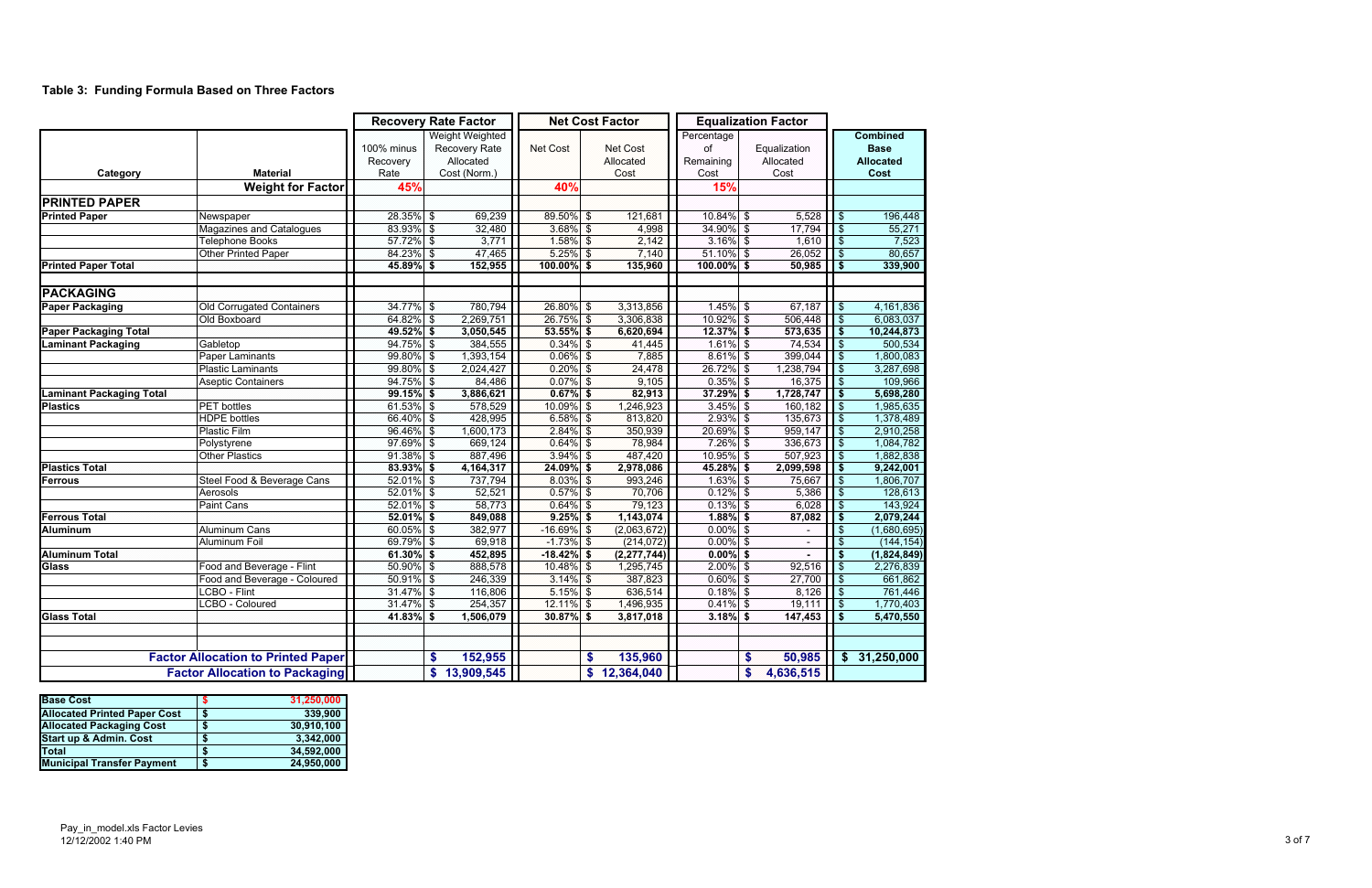**Table 3: Funding Formula Based on Three Factors**

| Category | Material | Recovery Rate Factor | | Net Cost Factor | | Equalization Factor | | |
|---|---|---|---|---|---|---|---|---|
| | | 100% minus Recovery Rate | Weight Weighted Recovery Rate Allocated Cost (Norm.) | Net Cost | Net Cost Allocated Cost | Percentage of Remaining Cost | Equalization Allocated Cost | Combined Base Allocated Cost |
| | **Weight for Factor** | **45%** | | **40%** | | **15%** | | |
| **PRINTED PAPER** | | | | | | | | |
| **Printed Paper** | Newspaper | 28.35% | $ 69,239 | 89.50% | $ 121,681 | 10.84% | $ 5,528 | $ 196,448 |
| | Magazines and Catalogues | 83.93% | $ 32,480 | 3.68% | $ 4,998 | 34.90% | $ 17,794 | $ 55,271 |
| | Telephone Books | 57.72% | $ 3,771 | 1.58% | $ 2,142 | 3.16% | $ 1,610 | $ 7,523 |
| | Other Printed Paper | 84.23% | $ 47,465 | 5.25% | $ 7,140 | 51.10% | $ 26,052 | $ 80,657 |
| **Printed Paper Total** | | **45.89%** | **$ 152,955** | **100.00%** | **$ 135,960** | **100.00%** | **$ 50,985** | **$ 339,900** |
| **PACKAGING** | | | | | | | | |
| **Paper Packaging** | Old Corrugated Containers | 34.77% | $ 780,794 | 26.80% | $ 3,313,856 | 1.45% | $ 67,187 | $ 4,161,836 |
| | Old Boxboard | 64.82% | $ 2,269,751 | 26.75% | $ 3,306,838 | 10.92% | $ 506,448 | $ 6,083,037 |
| **Paper Packaging Total** | | **49.52%** | **$ 3,050,545** | **53.55%** | **$ 6,620,694** | **12.37%** | **$ 573,635** | **$ 10,244,873** |
| **Laminant Packaging** | Gabletop | 94.75% | $ 384,555 | 0.34% | $ 41,445 | 1.61% | $ 74,534 | $ 500,534 |
| | Paper Laminants | 99.80% | $ 1,393,154 | 0.06% | $ 7,885 | 8.61% | $ 399,044 | $ 1,800,083 |
| | Plastic Laminants | 99.80% | $ 2,024,427 | 0.20% | $ 24,478 | 26.72% | $ 1,238,794 | $ 3,287,698 |
| | Aseptic Containers | 94.75% | $ 84,486 | 0.07% | $ 9,105 | 0.35% | $ 16,375 | $ 109,966 |
| **Laminant Packaging Total** | | **99.15%** | **$ 3,886,621** | **0.67%** | **$ 82,913** | **37.29%** | **$ 1,728,747** | **$ 5,698,280** |
| **Plastics** | PET bottles | 61.53% | $ 578,529 | 10.09% | $ 1,246,923 | 3.45% | $ 160,182 | $ 1,985,635 |
| | HDPE bottles | 66.40% | $ 428,995 | 6.58% | $ 813,820 | 2.93% | $ 135,673 | $ 1,378,489 |
| | Plastic Film | 96.46% | $ 1,600,173 | 2.84% | $ 350,939 | 20.69% | $ 959,147 | $ 2,910,258 |
| | Polystyrene | 97.69% | $ 669,124 | 0.64% | $ 78,984 | 7.26% | $ 336,673 | $ 1,084,782 |
| | Other Plastics | 91.38% | $ 887,496 | 3.94% | $ 487,420 | 10.95% | $ 507,923 | $ 1,882,838 |
| **Plastics Total** | | **83.93%** | **$ 4,164,317** | **24.09%** | **$ 2,978,086** | **45.28%** | **$ 2,099,598** | **$ 9,242,001** |
| **Ferrous** | Steel Food & Beverage Cans | 52.01% | $ 737,794 | 8.03% | $ 993,246 | 1.63% | $ 75,667 | $ 1,806,707 |
| | Aerosols | 52.01% | $ 52,521 | 0.57% | $ 70,706 | 0.12% | $ 5,386 | $ 128,613 |
| | Paint Cans | 52.01% | $ 58,773 | 0.64% | $ 79,123 | 0.13% | $ 6,028 | $ 143,924 |
| **Ferrous Total** | | **52.01%** | **$ 849,088** | **9.25%** | **$ 1,143,074** | **1.88%** | **$ 87,082** | **$ 2,079,244** |
| **Aluminum** | Aluminum Cans | 60.05% | $ 382,977 | -16.69% | $ (2,063,672) | 0.00% | $ - | $ (1,680,695) |
| | Aluminum Foil | 69.79% | $ 69,918 | -1.73% | $ (214,072) | 0.00% | $ - | $ (144,154) |
| **Aluminum Total** | | **61.30%** | **$ 452,895** | **-18.42%** | **$ (2,277,744)** | **0.00%** | **$ -** | **$ (1,824,849)** |
| **Glass** | Food and Beverage - Flint | 50.90% | $ 888,578 | 10.48% | $ 1,295,745 | 2.00% | $ 92,516 | $ 2,276,839 |
| | Food and Beverage - Coloured | 50.91% | $ 246,339 | 3.14% | $ 387,823 | 0.60% | $ 27,700 | $ 661,862 |
| | LCBO - Flint | 31.47% | $ 116,806 | 5.15% | $ 636,514 | 0.18% | $ 8,126 | $ 761,446 |
| | LCBO - Coloured | 31.47% | $ 254,357 | 12.11% | $ 1,496,935 | 0.41% | $ 19,111 | $ 1,770,403 |
| **Glass Total** | | **41.83%** | **$ 1,506,079** | **30.87%** | **$ 3,817,018** | **3.18%** | **$ 147,453** | **$ 5,470,550** |
| **Factor Allocation to Printed Paper** | | | **$ 152,955** | | **$ 135,960** | | **$ 50,985** | **$ 31,250,000** |
| **Factor Allocation to Packaging** | | | **$ 13,909,545** | | **$ 12,364,040** | | **$ 4,636,515** | |

| | |
|---|---|
| **Base Cost** | $ 31,250,000 |
| **Allocated Printed Paper Cost** | $ 339,900 |
| **Allocated Packaging Cost** | $ 30,910,100 |
| **Start up & Admin. Cost** | $ 3,342,000 |
| **Total** | $ 34,592,000 |
| **Municipal Transfer Payment** | $ 24,950,000 |

Pay_in_model.xls Factor Levies
12/12/2002 1:40 PM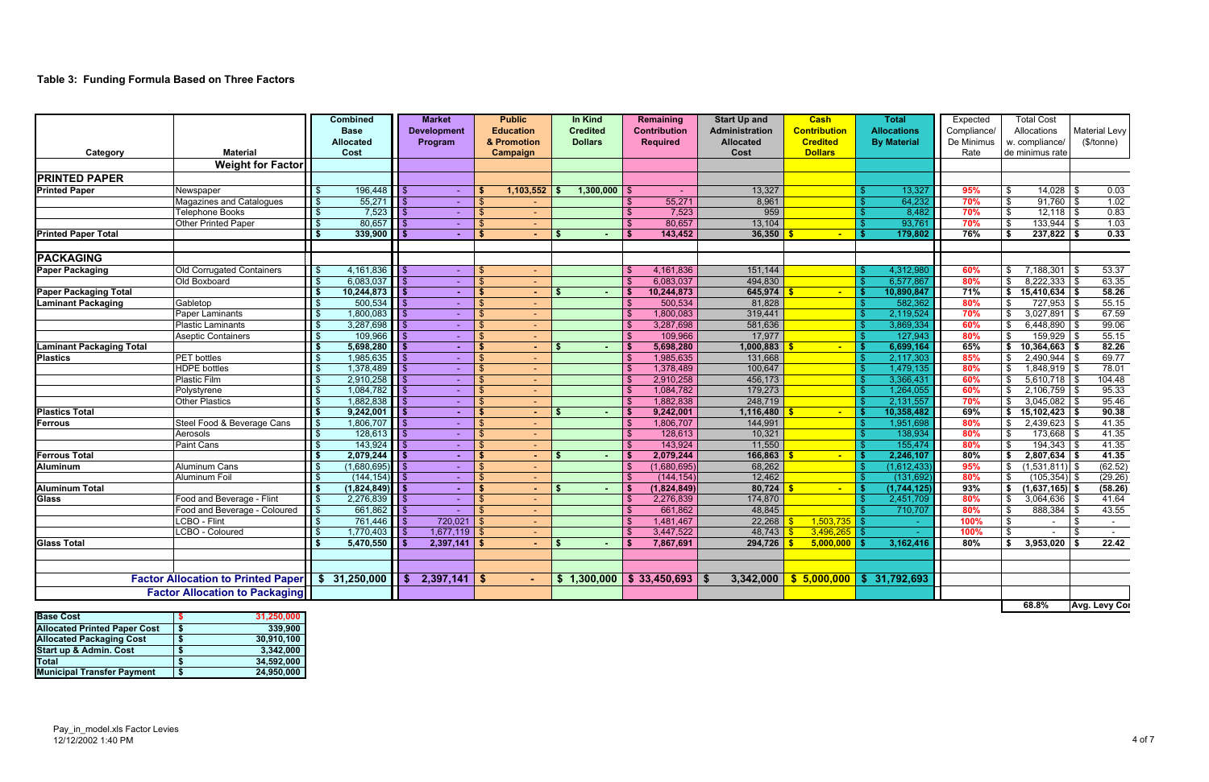### Table 3: Funding Formula Based on Three Factors

| Category | Material | Combined Base Allocated Cost | Market Development Program | Public Education & Promotion Campaign | In Kind Credited Dollars | Remaining Contribution Required | Start Up and Administration Allocated Cost | Cash Contribution Credited Dollars | Total Allocations By Material | Expected Compliance/ De Minimus Rate | Total Cost Allocations w. compliance/ de minimus rate | Material Levy ($/tonne) |
|---|---|---|---|---|---|---|---|---|---|---|---|---|
| | **Weight for Factor** | | | | | | | | | | | |
| **PRINTED PAPER** | | | | | | | | | | | | |
| **Printed Paper** | Newspaper | $ 196,448 | $ - | $ 1,103,552 | $ 1,300,000 | $ - | 13,327 | | $ 13,327 | 95% | $ 14,028 | $ 0.03 |
| | Magazines and Catalogues | $ 55,271 | $ - | $ - | | $ 55,271 | 8,961 | | $ 64,232 | 70% | $ 91,760 | $ 1.02 |
| | Telephone Books | $ 7,523 | $ - | $ - | | $ 7,523 | 959 | | $ 8,482 | 70% | $ 12,118 | $ 0.83 |
| | Other Printed Paper | $ 80,657 | $ - | $ - | | $ 80,657 | 13,104 | | $ 93,761 | 70% | $ 133,944 | $ 1.03 |
| **Printed Paper Total** | | $ 339,900 | $ - | $ - | $ - | $ 143,452 | 36,350 | $ - | $ 179,802 | 76% | $ 237,822 | $ 0.33 |
| **PACKAGING** | | | | | | | | | | | | |
| **Paper Packaging** | Old Corrugated Containers | $ 4,161,836 | $ - | $ - | | $ 4,161,836 | 151,144 | | $ 4,312,980 | 60% | $ 7,188,301 | $ 53.37 |
| | Old Boxboard | $ 6,083,037 | $ - | $ - | | $ 6,083,037 | 494,830 | | $ 6,577,867 | 80% | $ 8,222,333 | $ 63.35 |
| **Paper Packaging Total** | | $ 10,244,873 | $ - | $ - | $ - | $ 10,244,873 | 645,974 | $ - | $ 10,890,847 | 71% | $ 15,410,634 | $ 58.26 |
| **Laminant Packaging** | Gabletop | $ 500,534 | $ - | $ - | | $ 500,534 | 81,828 | | $ 582,362 | 80% | $ 727,953 | $ 55.15 |
| | Paper Laminants | $ 1,800,083 | $ - | $ - | | $ 1,800,083 | 319,441 | | $ 2,119,524 | 70% | $ 3,027,891 | $ 67.59 |
| | Plastic Laminants | $ 3,287,698 | $ - | $ - | | $ 3,287,698 | 581,636 | | $ 3,869,334 | 60% | $ 6,448,890 | $ 99.06 |
| | Aseptic Containers | $ 109,966 | $ - | $ - | | $ 109,966 | 17,977 | | $ 127,943 | 80% | $ 159,929 | $ 55.15 |
| **Laminant Packaging Total** | | $ 5,698,280 | $ - | $ - | $ - | $ 5,698,280 | 1,000,883 | $ - | $ 6,699,164 | 65% | $ 10,364,663 | $ 82.26 |
| **Plastics** | PET bottles | $ 1,985,635 | $ - | $ - | | $ 1,985,635 | 131,668 | | $ 2,117,303 | 85% | $ 2,490,944 | $ 69.77 |
| | HDPE bottles | $ 1,378,489 | $ - | $ - | | $ 1,378,489 | 100,647 | | $ 1,479,135 | 80% | $ 1,848,919 | $ 78.01 |
| | Plastic Film | $ 2,910,258 | $ - | $ - | | $ 2,910,258 | 456,173 | | $ 3,366,431 | 60% | $ 5,610,718 | $ 104.48 |
| | Polystyrene | $ 1,084,782 | $ - | $ - | | $ 1,084,782 | 179,273 | | $ 1,264,055 | 60% | $ 2,106,759 | $ 95.33 |
| | Other Plastics | $ 1,882,838 | $ - | $ - | | $ 1,882,838 | 248,719 | | $ 2,131,557 | 70% | $ 3,045,082 | $ 95.46 |
| **Plastics Total** | | $ 9,242,001 | $ - | $ - | $ - | $ 9,242,001 | 1,116,480 | $ - | $ 10,358,482 | 69% | $ 15,102,423 | $ 90.38 |
| **Ferrous** | Steel Food & Beverage Cans | $ 1,806,707 | $ - | $ - | | $ 1,806,707 | 144,991 | | $ 1,951,698 | 80% | $ 2,439,623 | $ 41.35 |
| | Aerosols | $ 128,613 | $ - | $ - | | $ 128,613 | 10,321 | | $ 138,934 | 80% | $ 173,668 | $ 41.35 |
| | Paint Cans | $ 143,924 | $ - | $ - | | $ 143,924 | 11,550 | | $ 155,474 | 80% | $ 194,343 | $ 41.35 |
| **Ferrous Total** | | $ 2,079,244 | $ - | $ - | $ - | $ 2,079,244 | 166,863 | $ - | $ 2,246,107 | 80% | $ 2,807,634 | $ 41.35 |
| **Aluminum** | Aluminum Cans | $ (1,680,695) | $ - | $ - | | $ (1,680,695) | 68,262 | | $ (1,612,433) | 95% | $ (1,531,811) | $ (62.52) |
| | Aluminum Foil | $ (144,154) | $ - | $ - | | $ (144,154) | 12,462 | | $ (131,692) | 80% | $ (105,354) | $ (29.26) |
| **Aluminum Total** | | $ (1,824,849) | $ - | $ - | $ - | $ (1,824,849) | 80,724 | $ - | $ (1,744,125) | 93% | $ (1,637,165) | $ (58.26) |
| **Glass** | Food and Beverage - Flint | $ 2,276,839 | $ - | $ - | | $ 2,276,839 | 174,870 | | $ 2,451,709 | 80% | $ 3,064,636 | $ 41.64 |
| | Food and Beverage - Coloured | $ 661,862 | $ - | $ - | | $ 661,862 | 48,845 | | $ 710,707 | 80% | $ 888,384 | $ 43.55 |
| | LCBO - Flint | $ 761,446 | $ 720,021 | $ - | | $ 1,481,467 | 22,268 | $ 1,503,735 | $ - | 100% | $ - | $ - |
| | LCBO - Coloured | $ 1,770,403 | $ 1,677,119 | $ - | | $ 3,447,522 | 48,743 | $ 3,496,265 | $ - | 100% | $ - | $ - |
| **Glass Total** | | $ 5,470,550 | $ 2,397,141 | $ - | $ - | $ 7,867,691 | 294,726 | $ 5,000,000 | $ 3,162,416 | 80% | $ 3,953,020 | $ 22.42 |
| | **Factor Allocation to Printed Paper** | $ 31,250,000 | $ 2,397,141 | $ - | $ 1,300,000 | $ 33,450,693 | $ 3,342,000 | $ 5,000,000 | $ 31,792,693 | | | |
| | **Factor Allocation to Packaging** | | | | | | | | | | | |
| | | | | | | | | | | | 68.8% | Avg. Levy Cor |

| | |
|---|---|
| **Base Cost** | $ 31,250,000 |
| **Allocated Printed Paper Cost** | $ 339,900 |
| **Allocated Packaging Cost** | $ 30,910,100 |
| **Start up & Admin. Cost** | $ 3,342,000 |
| **Total** | $ 34,592,000 |
| **Municipal Transfer Payment** | $ 24,950,000 |

Pay_in_model.xls Factor Levies
12/12/2002 1:40 PM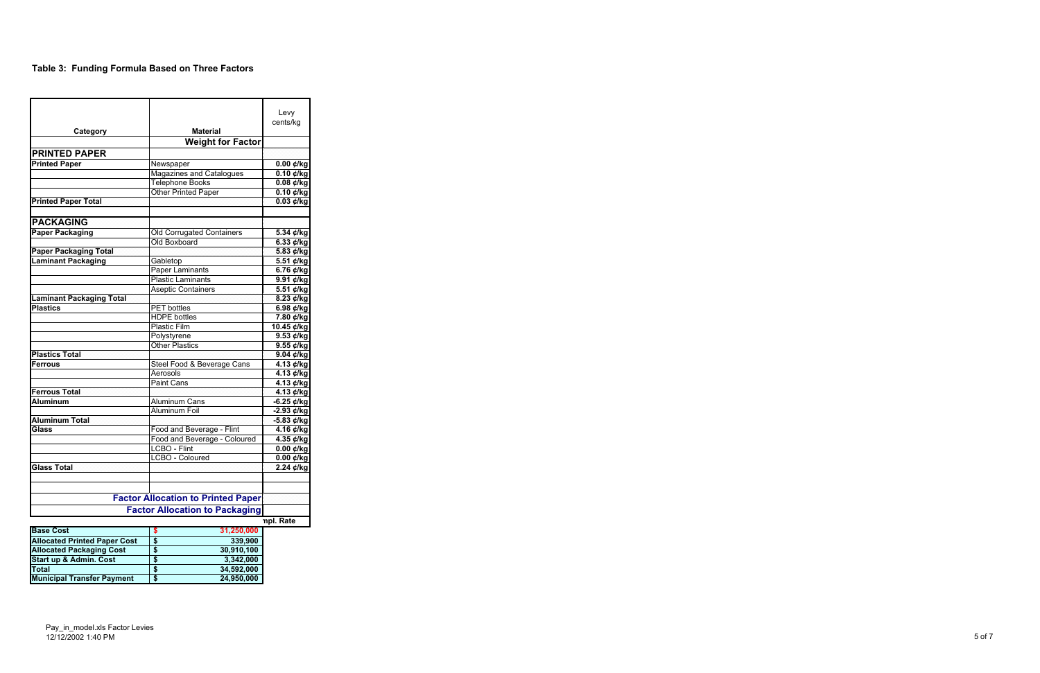**Table 3: Funding Formula Based on Three Factors**

| Category | Material | Levy cents/kg |
|---|---|---|
| | **Weight for Factor** | |
| **PRINTED PAPER** | | |
| **Printed Paper** | Newspaper | **0.00 ¢/kg** |
| | Magazines and Catalogues | **0.10 ¢/kg** |
| | Telephone Books | **0.08 ¢/kg** |
| | Other Printed Paper | **0.10 ¢/kg** |
| **Printed Paper Total** | | **0.03 ¢/kg** |
| | | |
| **PACKAGING** | | |
| **Paper Packaging** | Old Corrugated Containers | **5.34 ¢/kg** |
| | Old Boxboard | **6.33 ¢/kg** |
| **Paper Packaging Total** | | **5.83 ¢/kg** |
| **Laminant Packaging** | Gabletop | **5.51 ¢/kg** |
| | Paper Laminants | **6.76 ¢/kg** |
| | Plastic Laminants | **9.91 ¢/kg** |
| | Aseptic Containers | **5.51 ¢/kg** |
| **Laminant Packaging Total** | | **8.23 ¢/kg** |
| **Plastics** | PET bottles | **6.98 ¢/kg** |
| | HDPE bottles | **7.80 ¢/kg** |
| | Plastic Film | **10.45 ¢/kg** |
| | Polystyrene | **9.53 ¢/kg** |
| | Other Plastics | **9.55 ¢/kg** |
| **Plastics Total** | | **9.04 ¢/kg** |
| **Ferrous** | Steel Food & Beverage Cans | **4.13 ¢/kg** |
| | Aerosols | **4.13 ¢/kg** |
| | Paint Cans | **4.13 ¢/kg** |
| **Ferrous Total** | | **4.13 ¢/kg** |
| **Aluminum** | Aluminum Cans | **-6.25 ¢/kg** |
| | Aluminum Foil | **-2.93 ¢/kg** |
| **Aluminum Total** | | **-5.83 ¢/kg** |
| **Glass** | Food and Beverage - Flint | **4.16 ¢/kg** |
| | Food and Beverage - Coloured | **4.35 ¢/kg** |
| | LCBO - Flint | **0.00 ¢/kg** |
| | LCBO - Coloured | **0.00 ¢/kg** |
| **Glass Total** | | **2.24 ¢/kg** |
| | | |
| | | |
| | **Factor Allocation to Printed Paper** | |
| | **Factor Allocation to Packaging** | |
| | | **mpl. Rate** |

| | |
|---|---|
| **Base Cost** | **$ 31,250,000** |
| **Allocated Printed Paper Cost** | **$ 339,900** |
| **Allocated Packaging Cost** | **$ 30,910,100** |
| **Start up & Admin. Cost** | **$ 3,342,000** |
| **Total** | **$ 34,592,000** |
| **Municipal Transfer Payment** | **$ 24,950,000** |

Pay_in_model.xls Factor Levies
12/12/2002 1:40 PM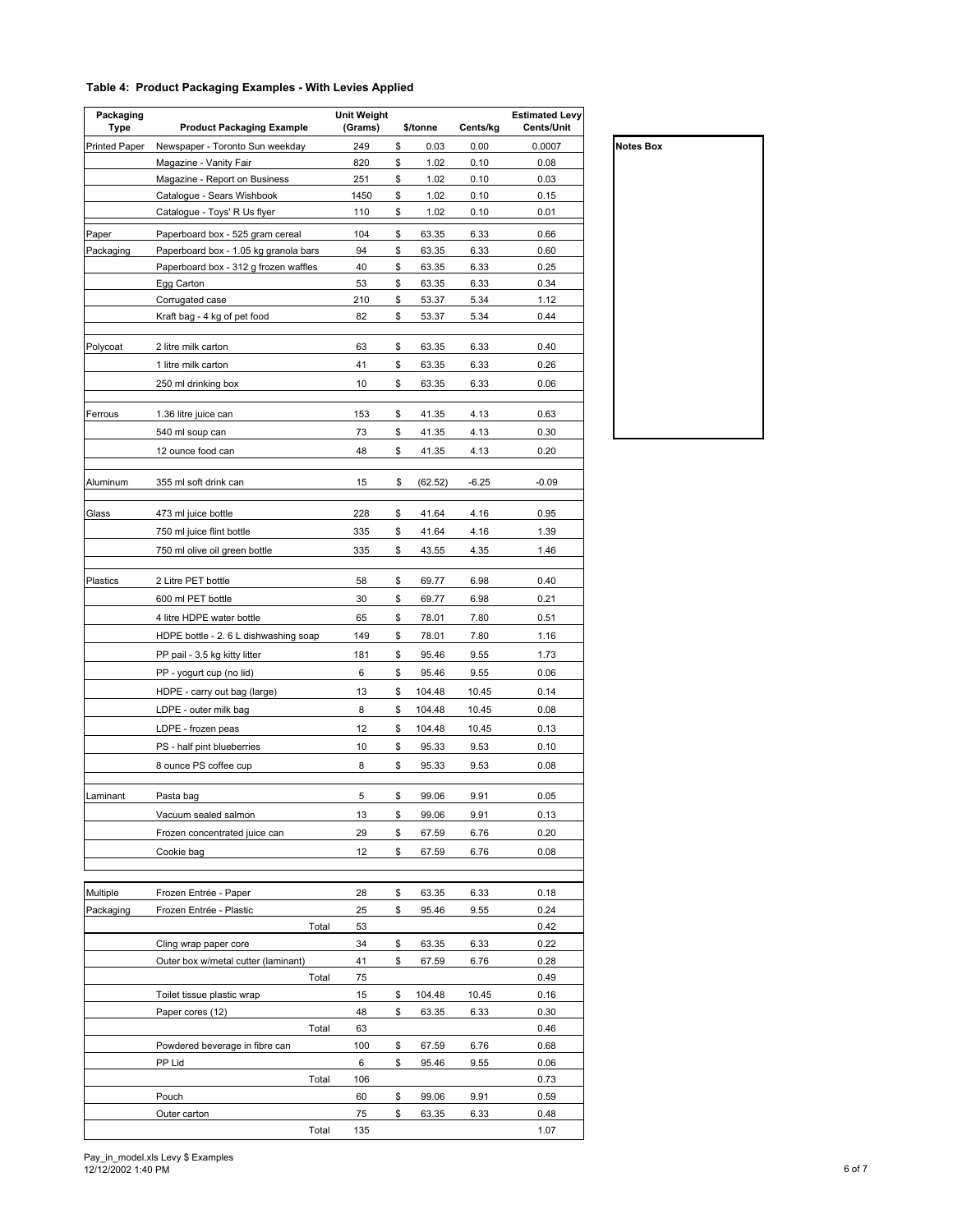### Table 4: Product Packaging Examples - With Levies Applied

| Packaging Type | Product Packaging Example | Unit Weight (Grams) | $/tonne | Cents/kg | Estimated Levy Cents/Unit |
|---|---|---|---|---|---|
| Printed Paper | Newspaper - Toronto Sun weekday | 249 | $ 0.03 | 0.00 | 0.0007 |
| | Magazine - Vanity Fair | 820 | $ 1.02 | 0.10 | 0.08 |
| | Magazine - Report on Business | 251 | $ 1.02 | 0.10 | 0.03 |
| | Catalogue - Sears Wishbook | 1450 | $ 1.02 | 0.10 | 0.15 |
| | Catalogue - Toys' R Us flyer | 110 | $ 1.02 | 0.10 | 0.01 |
| Paper Packaging | Paperboard box - 525 gram cereal | 104 | $ 63.35 | 6.33 | 0.66 |
| | Paperboard box - 1.05 kg granola bars | 94 | $ 63.35 | 6.33 | 0.60 |
| | Paperboard box - 312 g frozen waffles | 40 | $ 63.35 | 6.33 | 0.25 |
| | Egg Carton | 53 | $ 63.35 | 6.33 | 0.34 |
| | Corrugated case | 210 | $ 53.37 | 5.34 | 1.12 |
| | Kraft bag - 4 kg of pet food | 82 | $ 53.37 | 5.34 | 0.44 |
| Polycoat | 2 litre milk carton | 63 | $ 63.35 | 6.33 | 0.40 |
| | 1 litre milk carton | 41 | $ 63.35 | 6.33 | 0.26 |
| | 250 ml drinking box | 10 | $ 63.35 | 6.33 | 0.06 |
| Ferrous | 1.36 litre juice can | 153 | $ 41.35 | 4.13 | 0.63 |
| | 540 ml soup can | 73 | $ 41.35 | 4.13 | 0.30 |
| | 12 ounce food can | 48 | $ 41.35 | 4.13 | 0.20 |
| Aluminum | 355 ml soft drink can | 15 | $ (62.52) | -6.25 | -0.09 |
| Glass | 473 ml juice bottle | 228 | $ 41.64 | 4.16 | 0.95 |
| | 750 ml juice flint bottle | 335 | $ 41.64 | 4.16 | 1.39 |
| | 750 ml olive oil green bottle | 335 | $ 43.55 | 4.35 | 1.46 |
| Plastics | 2 Litre PET bottle | 58 | $ 69.77 | 6.98 | 0.40 |
| | 600 ml PET bottle | 30 | $ 69.77 | 6.98 | 0.21 |
| | 4 litre HDPE water bottle | 65 | $ 78.01 | 7.80 | 0.51 |
| | HDPE bottle - 2. 6 L dishwashing soap | 149 | $ 78.01 | 7.80 | 1.16 |
| | PP pail - 3.5 kg kitty litter | 181 | $ 95.46 | 9.55 | 1.73 |
| | PP - yogurt cup (no lid) | 6 | $ 95.46 | 9.55 | 0.06 |
| | HDPE - carry out bag (large) | 13 | $ 104.48 | 10.45 | 0.14 |
| | LDPE - outer milk bag | 8 | $ 104.48 | 10.45 | 0.08 |
| | LDPE - frozen peas | 12 | $ 104.48 | 10.45 | 0.13 |
| | PS - half pint blueberries | 10 | $ 95.33 | 9.53 | 0.10 |
| | 8 ounce PS coffee cup | 8 | $ 95.33 | 9.53 | 0.08 |
| Laminant | Pasta bag | 5 | $ 99.06 | 9.91 | 0.05 |
| | Vacuum sealed salmon | 13 | $ 99.06 | 9.91 | 0.13 |
| | Frozen concentrated juice can | 29 | $ 67.59 | 6.76 | 0.20 |
| | Cookie bag | 12 | $ 67.59 | 6.76 | 0.08 |
| Multiple Packaging | Frozen Entrée - Paper | 28 | $ 63.35 | 6.33 | 0.18 |
| | Frozen Entrée - Plastic | 25 | $ 95.46 | 9.55 | 0.24 |
| | Total | 53 | | | 0.42 |
| | Cling wrap paper core | 34 | $ 63.35 | 6.33 | 0.22 |
| | Outer box w/metal cutter (laminant) | 41 | $ 67.59 | 6.76 | 0.28 |
| | Total | 75 | | | 0.49 |
| | Toilet tissue plastic wrap | 15 | $ 104.48 | 10.45 | 0.16 |
| | Paper cores (12) | 48 | $ 63.35 | 6.33 | 0.30 |
| | Total | 63 | | | 0.46 |
| | Powdered beverage in fibre can | 100 | $ 67.59 | 6.76 | 0.68 |
| | PP Lid | 6 | $ 95.46 | 9.55 | 0.06 |
| | Total | 106 | | | 0.73 |
| | Pouch | 60 | $ 99.06 | 9.91 | 0.59 |
| | Outer carton | 75 | $ 63.35 | 6.33 | 0.48 |
| | Total | 135 | | | 1.07 |

**Notes Box**

Pay_in_model.xls Levy $ Examples
12/12/2002 1:40 PM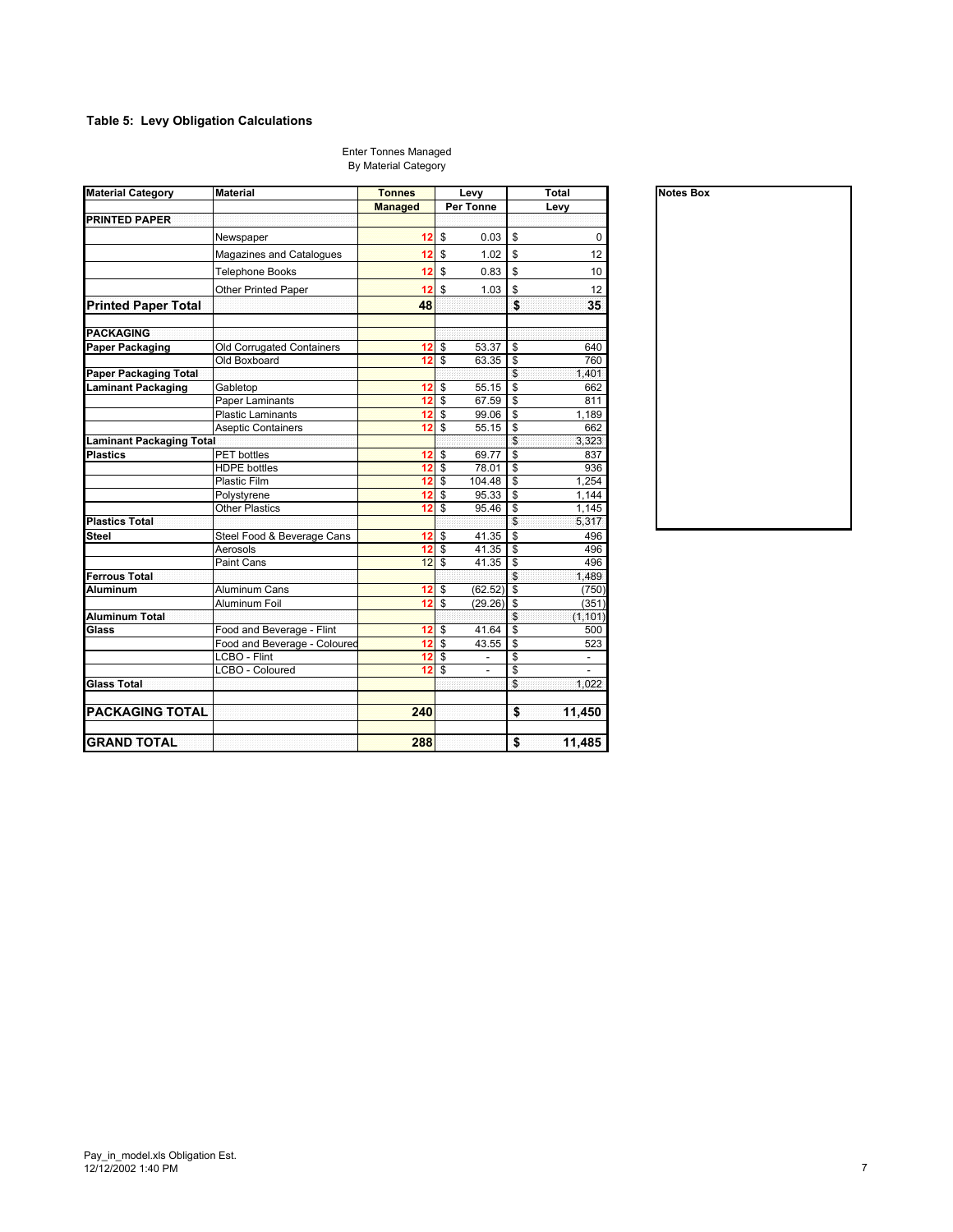### Table 5: Levy Obligation Calculations

Enter Tonnes Managed
By Material Category

| Material Category | Material | Tonnes Managed | Levy Per Tonne | Total Levy |
|---|---|---|---|---|
| **PRINTED PAPER** | | | | |
| | Newspaper | 12 | $ 0.03 | $ 0 |
| | Magazines and Catalogues | 12 | $ 1.02 | $ 12 |
| | Telephone Books | 12 | $ 0.83 | $ 10 |
| | Other Printed Paper | 12 | $ 1.03 | $ 12 |
| **Printed Paper Total** | | **48** | | **$ 35** |
| | | | | |
| **PACKAGING** | | | | |
| **Paper Packaging** | Old Corrugated Containers | 12 | $ 53.37 | $ 640 |
| | Old Boxboard | 12 | $ 63.35 | $ 760 |
| **Paper Packaging Total** | | | | $ 1,401 |
| **Laminant Packaging** | Gabletop | 12 | $ 55.15 | $ 662 |
| | Paper Laminants | 12 | $ 67.59 | $ 811 |
| | Plastic Laminants | 12 | $ 99.06 | $ 1,189 |
| | Aseptic Containers | 12 | $ 55.15 | $ 662 |
| **Laminant Packaging Total** | | | | $ 3,323 |
| **Plastics** | PET bottles | 12 | $ 69.77 | $ 837 |
| | HDPE bottles | 12 | $ 78.01 | $ 936 |
| | Plastic Film | 12 | $ 104.48 | $ 1,254 |
| | Polystyrene | 12 | $ 95.33 | $ 1,144 |
| | Other Plastics | 12 | $ 95.46 | $ 1,145 |
| **Plastics Total** | | | | $ 5,317 |
| **Steel** | Steel Food & Beverage Cans | 12 | $ 41.35 | $ 496 |
| | Aerosols | 12 | $ 41.35 | $ 496 |
| | Paint Cans | 12 | $ 41.35 | $ 496 |
| **Ferrous Total** | | | | $ 1,489 |
| **Aluminum** | Aluminum Cans | 12 | $ (62.52) | $ (750) |
| | Aluminum Foil | 12 | $ (29.26) | $ (351) |
| **Aluminum Total** | | | | $ (1,101) |
| **Glass** | Food and Beverage - Flint | 12 | $ 41.64 | $ 500 |
| | Food and Beverage - Coloured | 12 | $ 43.55 | $ 523 |
| | LCBO - Flint | 12 | $ - | $ - |
| | LCBO - Coloured | 12 | $ - | $ - |
| **Glass Total** | | | | $ 1,022 |
| | | | | |
| **PACKAGING TOTAL** | | **240** | | **$ 11,450** |
| | | | | |
| **GRAND TOTAL** | | **288** | | **$ 11,485** |

**Notes Box**

Pay_in_model.xls Obligation Est.
12/12/2002 1:40 PM